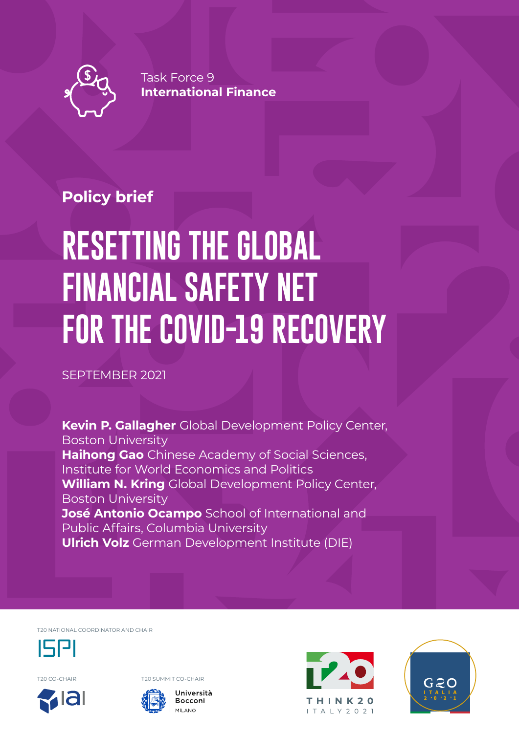Task Force 9
**International Finance**

**Policy brief**

# RESETTING THE GLOBAL FINANCIAL SAFETY NET FOR THE COVID-19 RECOVERY

SEPTEMBER 2021

**Kevin P. Gallagher** Global Development Policy Center, Boston University
**Haihong Gao** Chinese Academy of Social Sciences, Institute for World Economics and Politics
**William N. Kring** Global Development Policy Center, Boston University
**José Antonio Ocampo** School of International and Public Affairs, Columbia University
**Ulrich Volz** German Development Institute (DIE)

T20 NATIONAL COORDINATOR AND CHAIR

ISPI

T20 CO-CHAIR

IAI

T20 SUMMIT CO-CHAIR

Università Bocconi MILANO

THINK20 ITALY 2021

G20 ITALIA 2021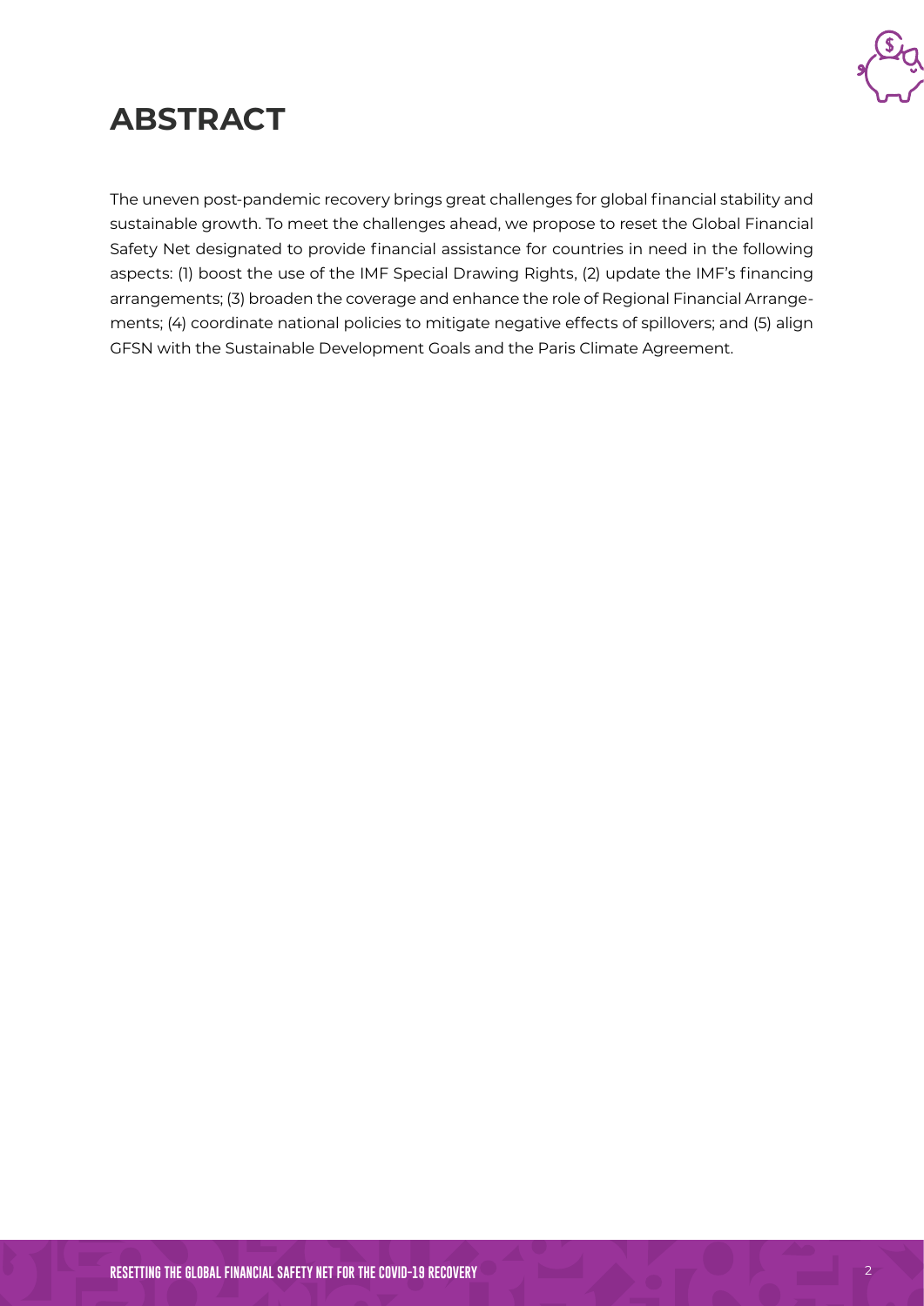# ABSTRACT

The uneven post-pandemic recovery brings great challenges for global financial stability and sustainable growth. To meet the challenges ahead, we propose to reset the Global Financial Safety Net designated to provide financial assistance for countries in need in the following aspects: (1) boost the use of the IMF Special Drawing Rights, (2) update the IMF's financing arrangements; (3) broaden the coverage and enhance the role of Regional Financial Arrangements; (4) coordinate national policies to mitigate negative effects of spillovers; and (5) align GFSN with the Sustainable Development Goals and the Paris Climate Agreement.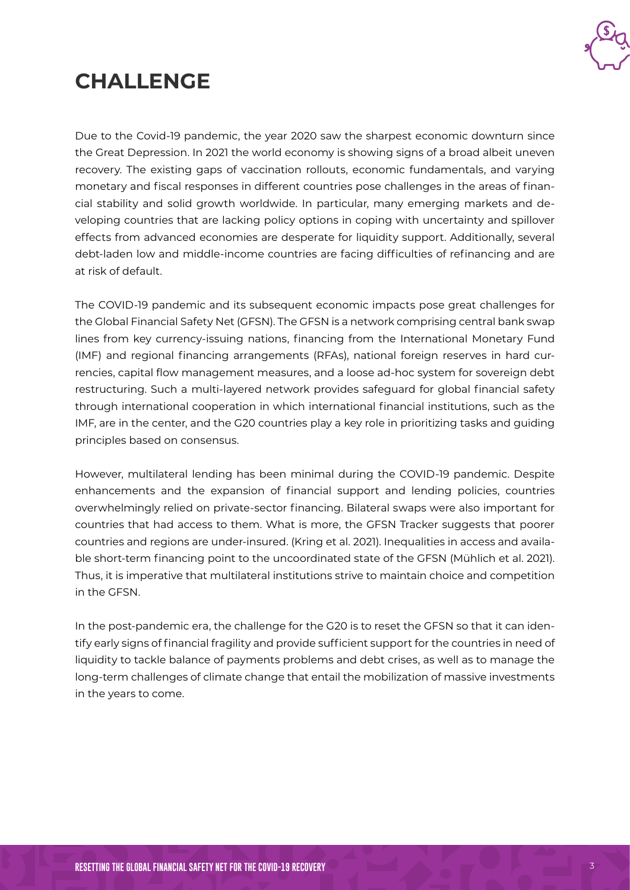# CHALLENGE

Due to the Covid-19 pandemic, the year 2020 saw the sharpest economic downturn since the Great Depression. In 2021 the world economy is showing signs of a broad albeit uneven recovery. The existing gaps of vaccination rollouts, economic fundamentals, and varying monetary and fiscal responses in different countries pose challenges in the areas of financial stability and solid growth worldwide. In particular, many emerging markets and developing countries that are lacking policy options in coping with uncertainty and spillover effects from advanced economies are desperate for liquidity support. Additionally, several debt-laden low and middle-income countries are facing difficulties of refinancing and are at risk of default.

The COVID-19 pandemic and its subsequent economic impacts pose great challenges for the Global Financial Safety Net (GFSN). The GFSN is a network comprising central bank swap lines from key currency-issuing nations, financing from the International Monetary Fund (IMF) and regional financing arrangements (RFAs), national foreign reserves in hard currencies, capital flow management measures, and a loose ad-hoc system for sovereign debt restructuring. Such a multi-layered network provides safeguard for global financial safety through international cooperation in which international financial institutions, such as the IMF, are in the center, and the G20 countries play a key role in prioritizing tasks and guiding principles based on consensus.

However, multilateral lending has been minimal during the COVID-19 pandemic. Despite enhancements and the expansion of financial support and lending policies, countries overwhelmingly relied on private-sector financing. Bilateral swaps were also important for countries that had access to them. What is more, the GFSN Tracker suggests that poorer countries and regions are under-insured. (Kring et al. 2021). Inequalities in access and available short-term financing point to the uncoordinated state of the GFSN (Mühlich et al. 2021). Thus, it is imperative that multilateral institutions strive to maintain choice and competition in the GFSN.

In the post-pandemic era, the challenge for the G20 is to reset the GFSN so that it can identify early signs of financial fragility and provide sufficient support for the countries in need of liquidity to tackle balance of payments problems and debt crises, as well as to manage the long-term challenges of climate change that entail the mobilization of massive investments in the years to come.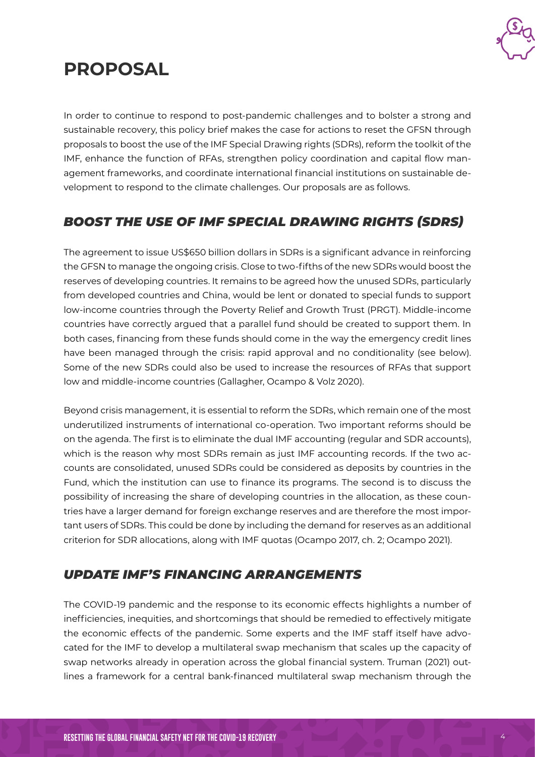# PROPOSAL

In order to continue to respond to post-pandemic challenges and to bolster a strong and sustainable recovery, this policy brief makes the case for actions to reset the GFSN through proposals to boost the use of the IMF Special Drawing rights (SDRs), reform the toolkit of the IMF, enhance the function of RFAs, strengthen policy coordination and capital flow management frameworks, and coordinate international financial institutions on sustainable development to respond to the climate challenges. Our proposals are as follows.

## *BOOST THE USE OF IMF SPECIAL DRAWING RIGHTS (SDRS)*

The agreement to issue US$650 billion dollars in SDRs is a significant advance in reinforcing the GFSN to manage the ongoing crisis. Close to two-fifths of the new SDRs would boost the reserves of developing countries. It remains to be agreed how the unused SDRs, particularly from developed countries and China, would be lent or donated to special funds to support low-income countries through the Poverty Relief and Growth Trust (PRGT). Middle-income countries have correctly argued that a parallel fund should be created to support them. In both cases, financing from these funds should come in the way the emergency credit lines have been managed through the crisis: rapid approval and no conditionality (see below). Some of the new SDRs could also be used to increase the resources of RFAs that support low and middle-income countries (Gallagher, Ocampo & Volz 2020).

Beyond crisis management, it is essential to reform the SDRs, which remain one of the most underutilized instruments of international co-operation. Two important reforms should be on the agenda. The first is to eliminate the dual IMF accounting (regular and SDR accounts), which is the reason why most SDRs remain as just IMF accounting records. If the two accounts are consolidated, unused SDRs could be considered as deposits by countries in the Fund, which the institution can use to finance its programs. The second is to discuss the possibility of increasing the share of developing countries in the allocation, as these countries have a larger demand for foreign exchange reserves and are therefore the most important users of SDRs. This could be done by including the demand for reserves as an additional criterion for SDR allocations, along with IMF quotas (Ocampo 2017, ch. 2; Ocampo 2021).

## *UPDATE IMF'S FINANCING ARRANGEMENTS*

The COVID-19 pandemic and the response to its economic effects highlights a number of inefficiencies, inequities, and shortcomings that should be remedied to effectively mitigate the economic effects of the pandemic. Some experts and the IMF staff itself have advocated for the IMF to develop a multilateral swap mechanism that scales up the capacity of swap networks already in operation across the global financial system. Truman (2021) outlines a framework for a central bank-financed multilateral swap mechanism through the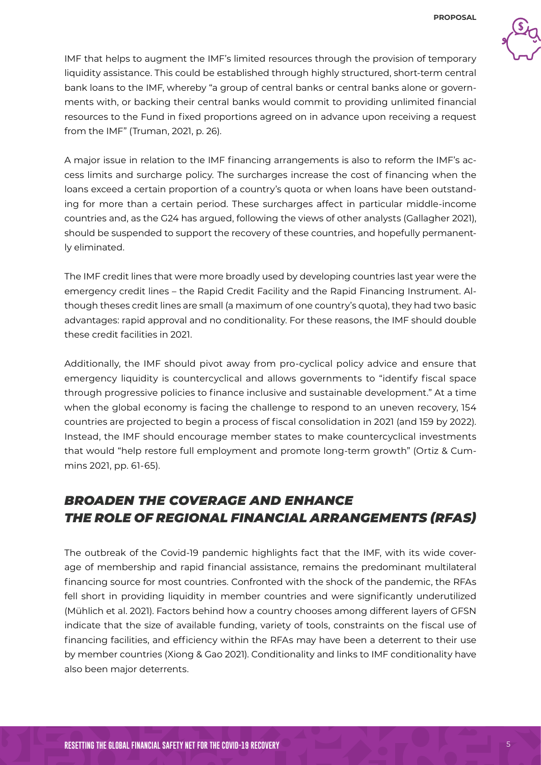IMF that helps to augment the IMF's limited resources through the provision of temporary liquidity assistance. This could be established through highly structured, short-term central bank loans to the IMF, whereby "a group of central banks or central banks alone or governments with, or backing their central banks would commit to providing unlimited financial resources to the Fund in fixed proportions agreed on in advance upon receiving a request from the IMF" (Truman, 2021, p. 26).

A major issue in relation to the IMF financing arrangements is also to reform the IMF's access limits and surcharge policy. The surcharges increase the cost of financing when the loans exceed a certain proportion of a country's quota or when loans have been outstanding for more than a certain period. These surcharges affect in particular middle-income countries and, as the G24 has argued, following the views of other analysts (Gallagher 2021), should be suspended to support the recovery of these countries, and hopefully permanently eliminated.

The IMF credit lines that were more broadly used by developing countries last year were the emergency credit lines – the Rapid Credit Facility and the Rapid Financing Instrument. Although theses credit lines are small (a maximum of one country's quota), they had two basic advantages: rapid approval and no conditionality. For these reasons, the IMF should double these credit facilities in 2021.

Additionally, the IMF should pivot away from pro-cyclical policy advice and ensure that emergency liquidity is countercyclical and allows governments to "identify fiscal space through progressive policies to finance inclusive and sustainable development." At a time when the global economy is facing the challenge to respond to an uneven recovery, 154 countries are projected to begin a process of fiscal consolidation in 2021 (and 159 by 2022). Instead, the IMF should encourage member states to make countercyclical investments that would "help restore full employment and promote long-term growth" (Ortiz & Cummins 2021, pp. 61-65).

## *BROADEN THE COVERAGE AND ENHANCE THE ROLE OF REGIONAL FINANCIAL ARRANGEMENTS (RFAS)*

The outbreak of the Covid-19 pandemic highlights fact that the IMF, with its wide coverage of membership and rapid financial assistance, remains the predominant multilateral financing source for most countries. Confronted with the shock of the pandemic, the RFAs fell short in providing liquidity in member countries and were significantly underutilized (Mühlich et al. 2021). Factors behind how a country chooses among different layers of GFSN indicate that the size of available funding, variety of tools, constraints on the fiscal use of financing facilities, and efficiency within the RFAs may have been a deterrent to their use by member countries (Xiong & Gao 2021). Conditionality and links to IMF conditionality have also been major deterrents.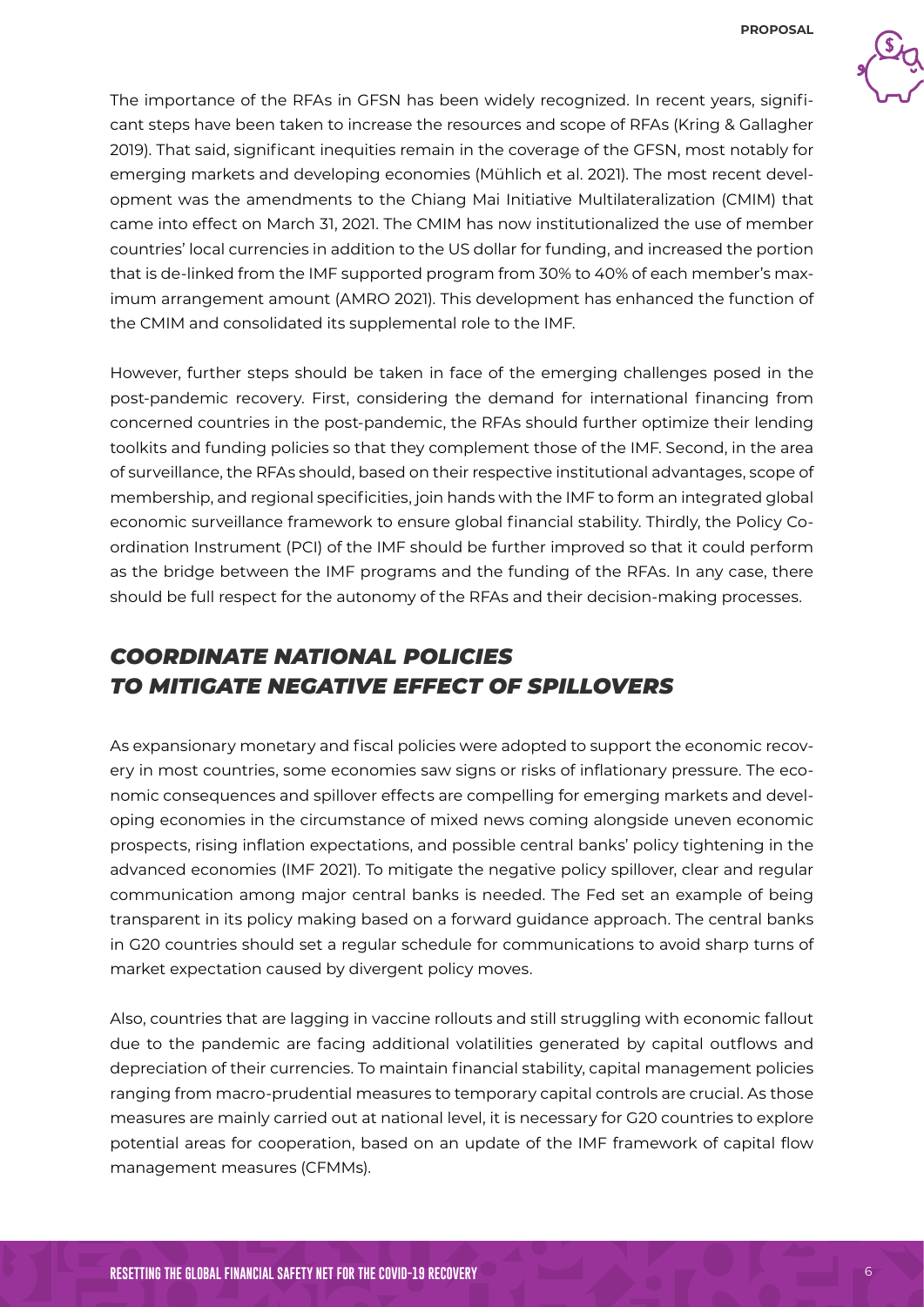The importance of the RFAs in GFSN has been widely recognized. In recent years, significant steps have been taken to increase the resources and scope of RFAs (Kring & Gallagher 2019). That said, significant inequities remain in the coverage of the GFSN, most notably for emerging markets and developing economies (Mühlich et al. 2021). The most recent development was the amendments to the Chiang Mai Initiative Multilateralization (CMIM) that came into effect on March 31, 2021. The CMIM has now institutionalized the use of member countries' local currencies in addition to the US dollar for funding, and increased the portion that is de-linked from the IMF supported program from 30% to 40% of each member's maximum arrangement amount (AMRO 2021). This development has enhanced the function of the CMIM and consolidated its supplemental role to the IMF.

However, further steps should be taken in face of the emerging challenges posed in the post-pandemic recovery. First, considering the demand for international financing from concerned countries in the post-pandemic, the RFAs should further optimize their lending toolkits and funding policies so that they complement those of the IMF. Second, in the area of surveillance, the RFAs should, based on their respective institutional advantages, scope of membership, and regional specificities, join hands with the IMF to form an integrated global economic surveillance framework to ensure global financial stability. Thirdly, the Policy Coordination Instrument (PCI) of the IMF should be further improved so that it could perform as the bridge between the IMF programs and the funding of the RFAs. In any case, there should be full respect for the autonomy of the RFAs and their decision-making processes.

## *COORDINATE NATIONAL POLICIES TO MITIGATE NEGATIVE EFFECT OF SPILLOVERS*

As expansionary monetary and fiscal policies were adopted to support the economic recovery in most countries, some economies saw signs or risks of inflationary pressure. The economic consequences and spillover effects are compelling for emerging markets and developing economies in the circumstance of mixed news coming alongside uneven economic prospects, rising inflation expectations, and possible central banks' policy tightening in the advanced economies (IMF 2021). To mitigate the negative policy spillover, clear and regular communication among major central banks is needed. The Fed set an example of being transparent in its policy making based on a forward guidance approach. The central banks in G20 countries should set a regular schedule for communications to avoid sharp turns of market expectation caused by divergent policy moves.

Also, countries that are lagging in vaccine rollouts and still struggling with economic fallout due to the pandemic are facing additional volatilities generated by capital outflows and depreciation of their currencies. To maintain financial stability, capital management policies ranging from macro-prudential measures to temporary capital controls are crucial. As those measures are mainly carried out at national level, it is necessary for G20 countries to explore potential areas for cooperation, based on an update of the IMF framework of capital flow management measures (CFMMs).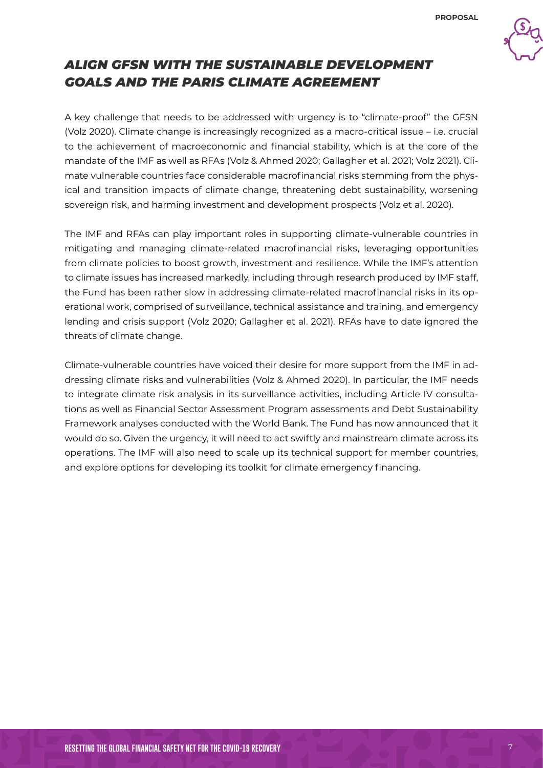## ALIGN GFSN WITH THE SUSTAINABLE DEVELOPMENT GOALS AND THE PARIS CLIMATE AGREEMENT

A key challenge that needs to be addressed with urgency is to "climate-proof" the GFSN (Volz 2020). Climate change is increasingly recognized as a macro-critical issue – i.e. crucial to the achievement of macroeconomic and financial stability, which is at the core of the mandate of the IMF as well as RFAs (Volz & Ahmed 2020; Gallagher et al. 2021; Volz 2021). Climate vulnerable countries face considerable macrofinancial risks stemming from the physical and transition impacts of climate change, threatening debt sustainability, worsening sovereign risk, and harming investment and development prospects (Volz et al. 2020).

The IMF and RFAs can play important roles in supporting climate-vulnerable countries in mitigating and managing climate-related macrofinancial risks, leveraging opportunities from climate policies to boost growth, investment and resilience. While the IMF's attention to climate issues has increased markedly, including through research produced by IMF staff, the Fund has been rather slow in addressing climate-related macrofinancial risks in its operational work, comprised of surveillance, technical assistance and training, and emergency lending and crisis support (Volz 2020; Gallagher et al. 2021). RFAs have to date ignored the threats of climate change.

Climate-vulnerable countries have voiced their desire for more support from the IMF in addressing climate risks and vulnerabilities (Volz & Ahmed 2020). In particular, the IMF needs to integrate climate risk analysis in its surveillance activities, including Article IV consultations as well as Financial Sector Assessment Program assessments and Debt Sustainability Framework analyses conducted with the World Bank. The Fund has now announced that it would do so. Given the urgency, it will need to act swiftly and mainstream climate across its operations. The IMF will also need to scale up its technical support for member countries, and explore options for developing its toolkit for climate emergency financing.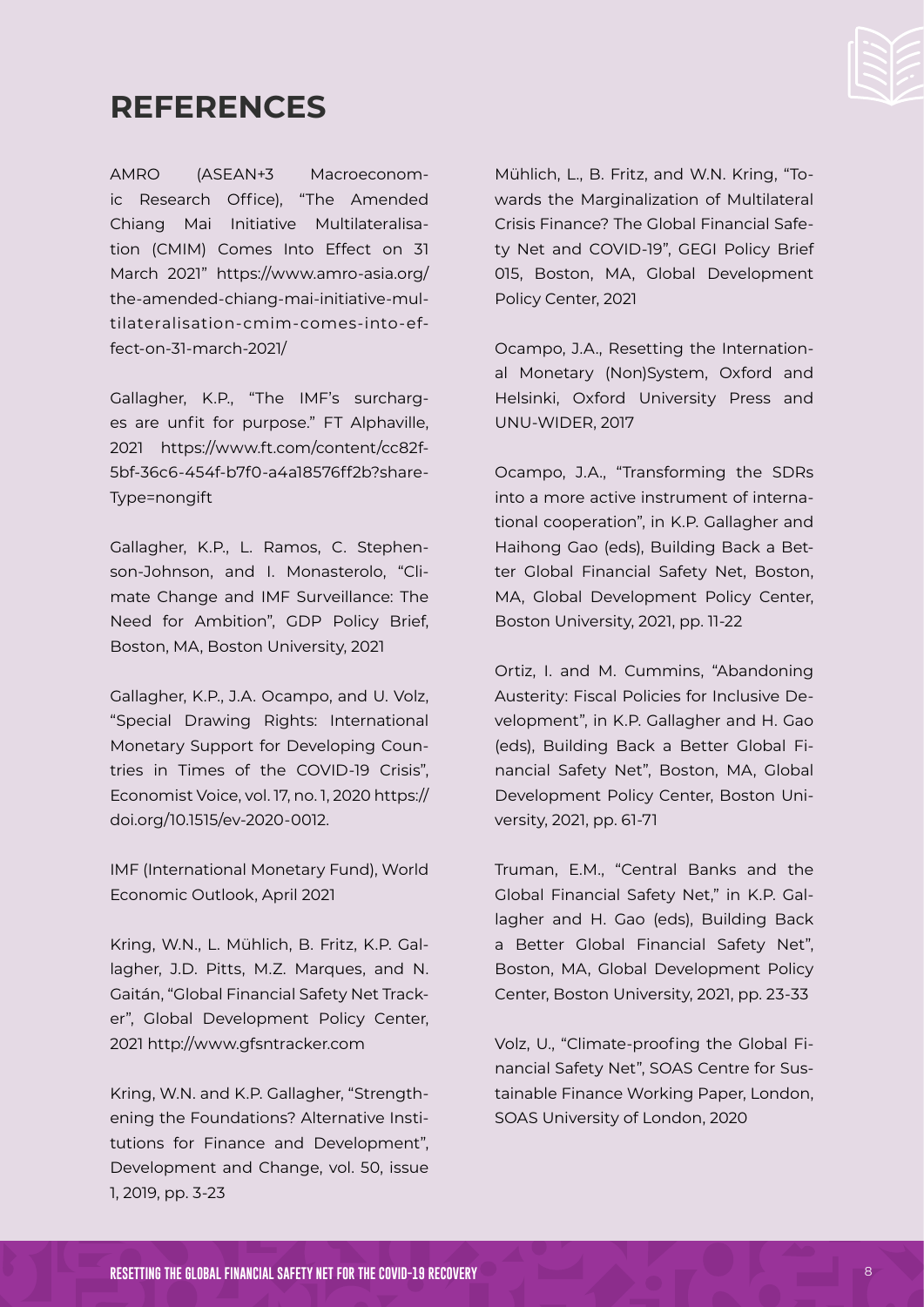# REFERENCES

AMRO (ASEAN+3 Macroeconomic Research Office), "The Amended Chiang Mai Initiative Multilateralisation (CMIM) Comes Into Effect on 31 March 2021" https://www.amro-asia.org/the-amended-chiang-mai-initiative-multilateralisation-cmim-comes-into-effect-on-31-march-2021/

Gallagher, K.P., "The IMF's surcharges are unfit for purpose." FT Alphaville, 2021 https://www.ft.com/content/cc82f-5bf-36c6-454f-b7f0-a4a18576ff2b?shareType=nongift

Gallagher, K.P., L. Ramos, C. Stephenson-Johnson, and I. Monasterolo, "Climate Change and IMF Surveillance: The Need for Ambition", GDP Policy Brief, Boston, MA, Boston University, 2021

Gallagher, K.P., J.A. Ocampo, and U. Volz, "Special Drawing Rights: International Monetary Support for Developing Countries in Times of the COVID-19 Crisis", Economist Voice, vol. 17, no. 1, 2020 https://doi.org/10.1515/ev-2020-0012.

IMF (International Monetary Fund), World Economic Outlook, April 2021

Kring, W.N., L. Mühlich, B. Fritz, K.P. Gallagher, J.D. Pitts, M.Z. Marques, and N. Gaitán, "Global Financial Safety Net Tracker", Global Development Policy Center, 2021 http://www.gfsntracker.com

Kring, W.N. and K.P. Gallagher, "Strengthening the Foundations? Alternative Institutions for Finance and Development", Development and Change, vol. 50, issue 1, 2019, pp. 3-23

Mühlich, L., B. Fritz, and W.N. Kring, "Towards the Marginalization of Multilateral Crisis Finance? The Global Financial Safety Net and COVID-19", GEGI Policy Brief 015, Boston, MA, Global Development Policy Center, 2021

Ocampo, J.A., Resetting the International Monetary (Non)System, Oxford and Helsinki, Oxford University Press and UNU-WIDER, 2017

Ocampo, J.A., "Transforming the SDRs into a more active instrument of international cooperation", in K.P. Gallagher and Haihong Gao (eds), Building Back a Better Global Financial Safety Net, Boston, MA, Global Development Policy Center, Boston University, 2021, pp. 11-22

Ortiz, I. and M. Cummins, "Abandoning Austerity: Fiscal Policies for Inclusive Development", in K.P. Gallagher and H. Gao (eds), Building Back a Better Global Financial Safety Net", Boston, MA, Global Development Policy Center, Boston University, 2021, pp. 61-71

Truman, E.M., "Central Banks and the Global Financial Safety Net," in K.P. Gallagher and H. Gao (eds), Building Back a Better Global Financial Safety Net", Boston, MA, Global Development Policy Center, Boston University, 2021, pp. 23-33

Volz, U., "Climate-proofing the Global Financial Safety Net", SOAS Centre for Sustainable Finance Working Paper, London, SOAS University of London, 2020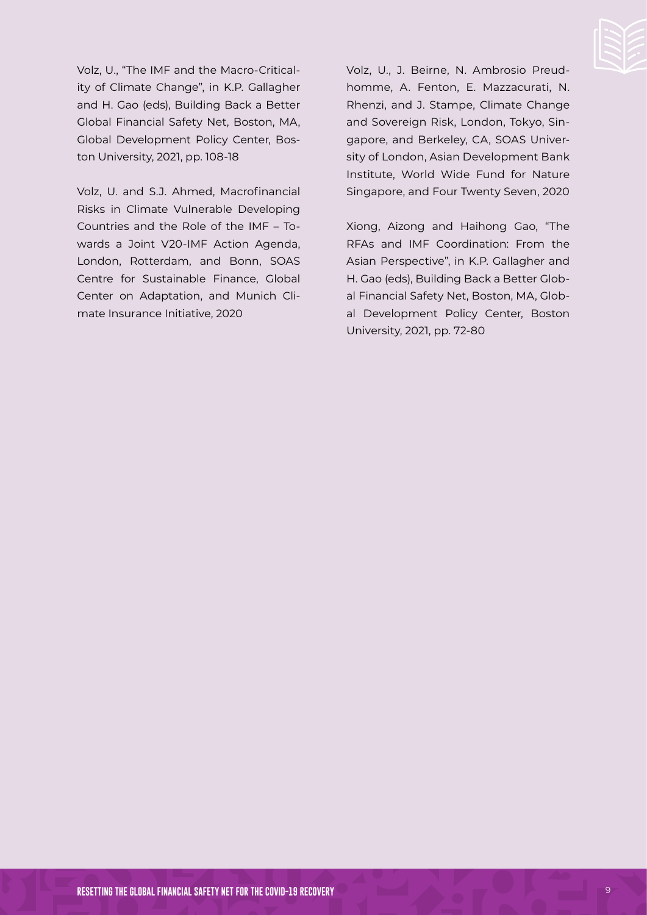Volz, U., "The IMF and the Macro-Criticality of Climate Change", in K.P. Gallagher and H. Gao (eds), Building Back a Better Global Financial Safety Net, Boston, MA, Global Development Policy Center, Boston University, 2021, pp. 108-18

Volz, U. and S.J. Ahmed, Macrofinancial Risks in Climate Vulnerable Developing Countries and the Role of the IMF – Towards a Joint V20-IMF Action Agenda, London, Rotterdam, and Bonn, SOAS Centre for Sustainable Finance, Global Center on Adaptation, and Munich Climate Insurance Initiative, 2020

Volz, U., J. Beirne, N. Ambrosio Preudhomme, A. Fenton, E. Mazzacurati, N. Rhenzi, and J. Stampe, Climate Change and Sovereign Risk, London, Tokyo, Singapore, and Berkeley, CA, SOAS University of London, Asian Development Bank Institute, World Wide Fund for Nature Singapore, and Four Twenty Seven, 2020

Xiong, Aizong and Haihong Gao, "The RFAs and IMF Coordination: From the Asian Perspective", in K.P. Gallagher and H. Gao (eds), Building Back a Better Global Financial Safety Net, Boston, MA, Global Development Policy Center, Boston University, 2021, pp. 72-80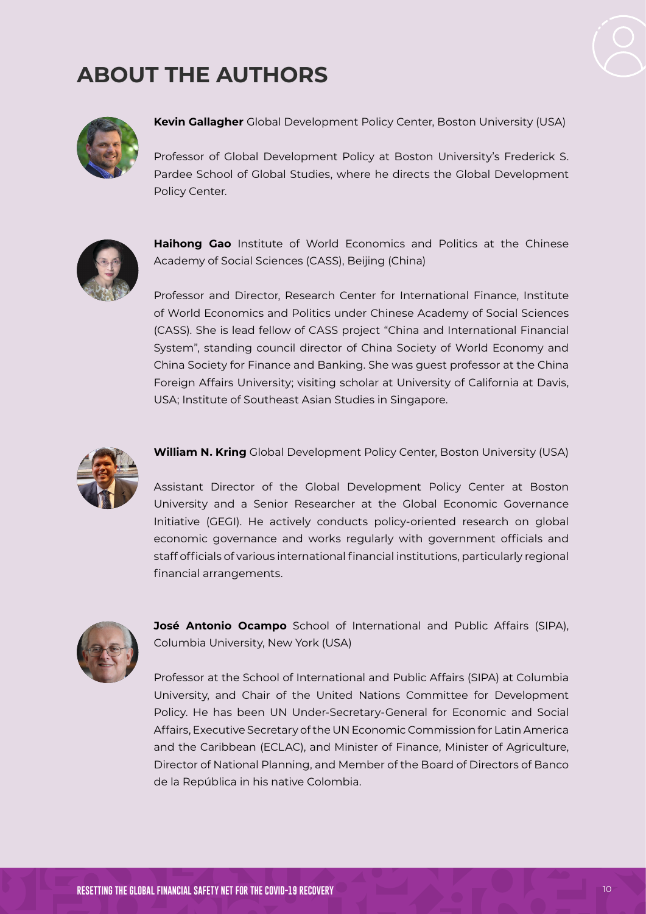# ABOUT THE AUTHORS

**Kevin Gallagher** Global Development Policy Center, Boston University (USA)

Professor of Global Development Policy at Boston University's Frederick S. Pardee School of Global Studies, where he directs the Global Development Policy Center.

**Haihong Gao** Institute of World Economics and Politics at the Chinese Academy of Social Sciences (CASS), Beijing (China)

Professor and Director, Research Center for International Finance, Institute of World Economics and Politics under Chinese Academy of Social Sciences (CASS). She is lead fellow of CASS project "China and International Financial System", standing council director of China Society of World Economy and China Society for Finance and Banking. She was guest professor at the China Foreign Affairs University; visiting scholar at University of California at Davis, USA; Institute of Southeast Asian Studies in Singapore.

**William N. Kring** Global Development Policy Center, Boston University (USA)

Assistant Director of the Global Development Policy Center at Boston University and a Senior Researcher at the Global Economic Governance Initiative (GEGI). He actively conducts policy-oriented research on global economic governance and works regularly with government officials and staff officials of various international financial institutions, particularly regional financial arrangements.

**José Antonio Ocampo** School of International and Public Affairs (SIPA), Columbia University, New York (USA)

Professor at the School of International and Public Affairs (SIPA) at Columbia University, and Chair of the United Nations Committee for Development Policy. He has been UN Under-Secretary-General for Economic and Social Affairs, Executive Secretary of the UN Economic Commission for Latin America and the Caribbean (ECLAC), and Minister of Finance, Minister of Agriculture, Director of National Planning, and Member of the Board of Directors of Banco de la República in his native Colombia.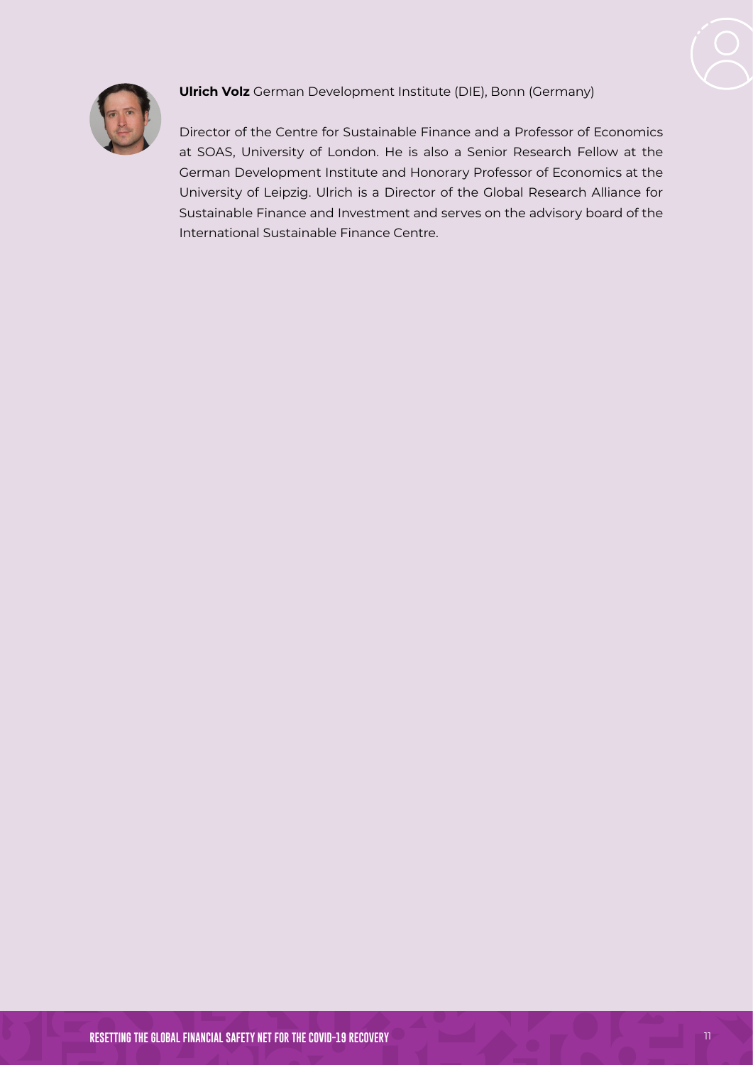**Ulrich Volz** German Development Institute (DIE), Bonn (Germany)

Director of the Centre for Sustainable Finance and a Professor of Economics at SOAS, University of London. He is also a Senior Research Fellow at the German Development Institute and Honorary Professor of Economics at the University of Leipzig. Ulrich is a Director of the Global Research Alliance for Sustainable Finance and Investment and serves on the advisory board of the International Sustainable Finance Centre.